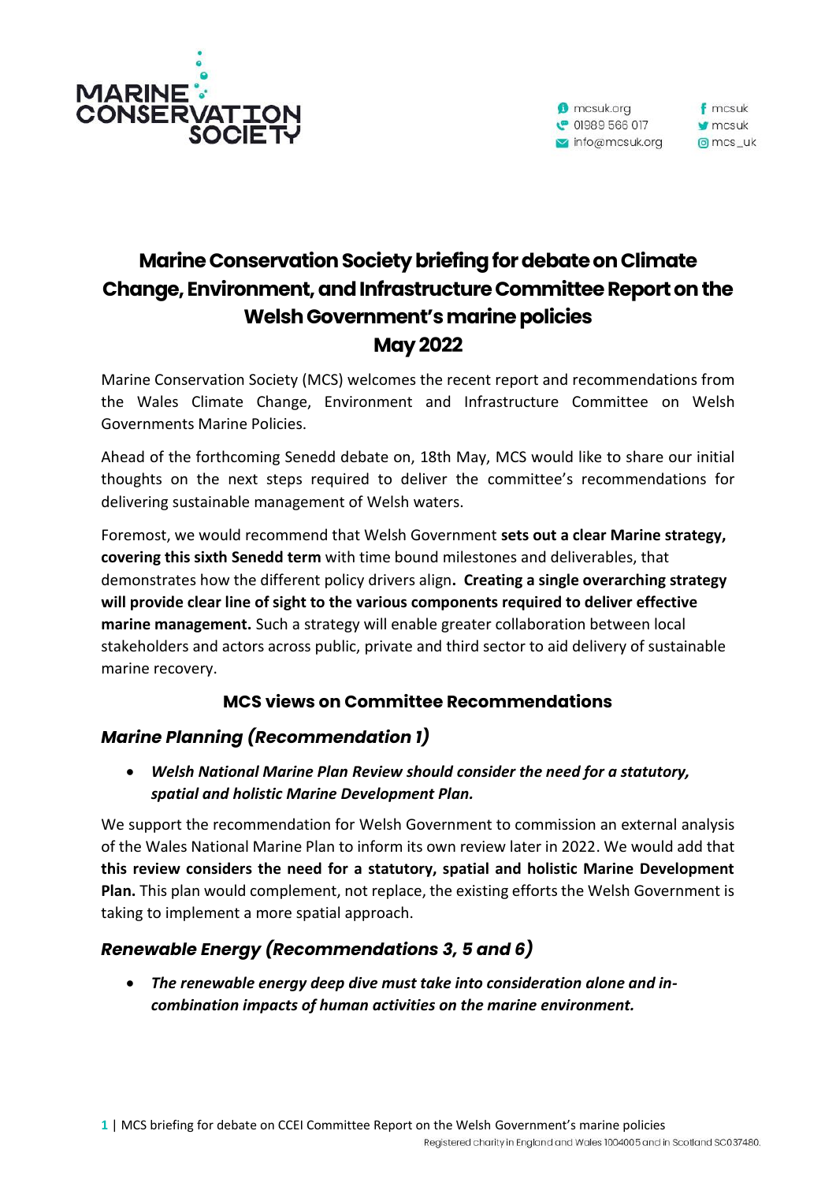# Marine Conservation Society briefing for debate on Climate Change, Environment, and Infrastructure Committee Report on the Welsh Government's marine policies

## May 2022

Marine Conservation Society (MCS) welcomes the recent report and recommendations from the Wales Climate Change, Environment and Infrastructure Committee on Welsh Governments Marine Policies.

Ahead of the forthcoming Senedd debate on, 18th May, MCS would like to share our initial thoughts on the next steps required to deliver the committee's recommendations for delivering sustainable management of Welsh waters.

Foremost, we would recommend that Welsh Government **sets out a clear Marine strategy, covering this sixth Senedd term** with time bound milestones and deliverables, that demonstrates how the different policy drivers align**. Creating a single overarching strategy will provide clear line of sight to the various components required to deliver effective marine management.** Such a strategy will enable greater collaboration between local stakeholders and actors across public, private and third sector to aid delivery of sustainable marine recovery.

## MCS views on Committee Recommendations

### *Marine Planning (Recommendation 1)*

- ***Welsh National Marine Plan Review should consider the need for a statutory, spatial and holistic Marine Development Plan.***

We support the recommendation for Welsh Government to commission an external analysis of the Wales National Marine Plan to inform its own review later in 2022. We would add that **this review considers the need for a statutory, spatial and holistic Marine Development Plan.** This plan would complement, not replace, the existing efforts the Welsh Government is taking to implement a more spatial approach.

### *Renewable Energy (Recommendations 3, 5 and 6)*

- ***The renewable energy deep dive must take into consideration alone and in-combination impacts of human activities on the marine environment.***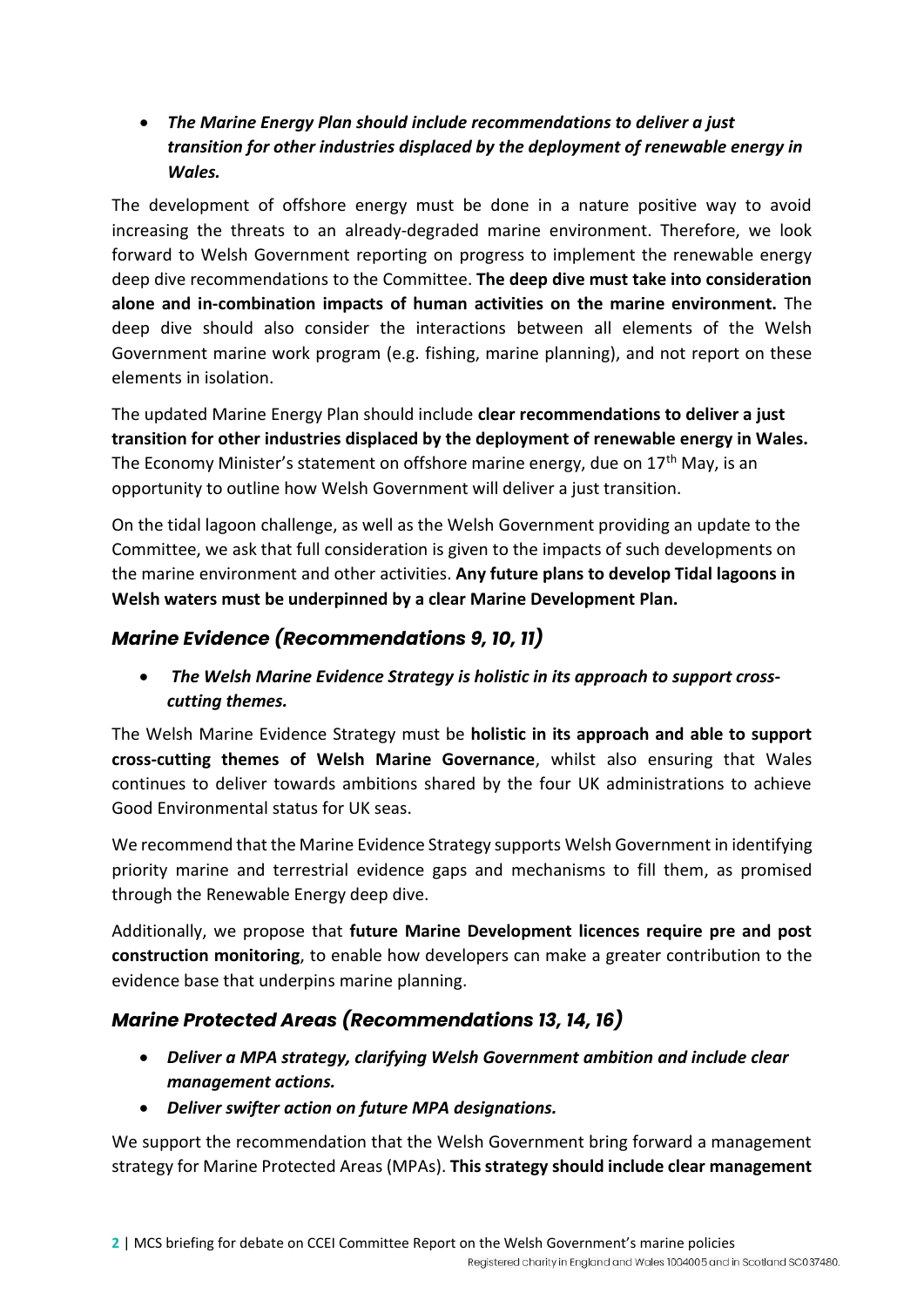- ***The Marine Energy Plan should include recommendations to deliver a just transition for other industries displaced by the deployment of renewable energy in Wales.***

The development of offshore energy must be done in a nature positive way to avoid increasing the threats to an already-degraded marine environment. Therefore, we look forward to Welsh Government reporting on progress to implement the renewable energy deep dive recommendations to the Committee. **The deep dive must take into consideration alone and in-combination impacts of human activities on the marine environment.** The deep dive should also consider the interactions between all elements of the Welsh Government marine work program (e.g. fishing, marine planning), and not report on these elements in isolation.

The updated Marine Energy Plan should include **clear recommendations to deliver a just transition for other industries displaced by the deployment of renewable energy in Wales.** The Economy Minister's statement on offshore marine energy, due on 17th May, is an opportunity to outline how Welsh Government will deliver a just transition.

On the tidal lagoon challenge, as well as the Welsh Government providing an update to the Committee, we ask that full consideration is given to the impacts of such developments on the marine environment and other activities. **Any future plans to develop Tidal lagoons in Welsh waters must be underpinned by a clear Marine Development Plan.**

## *Marine Evidence (Recommendations 9, 10, 11)*

- ***The Welsh Marine Evidence Strategy is holistic in its approach to support cross-cutting themes.***

The Welsh Marine Evidence Strategy must be **holistic in its approach and able to support cross-cutting themes of Welsh Marine Governance**, whilst also ensuring that Wales continues to deliver towards ambitions shared by the four UK administrations to achieve Good Environmental status for UK seas.

We recommend that the Marine Evidence Strategy supports Welsh Government in identifying priority marine and terrestrial evidence gaps and mechanisms to fill them, as promised through the Renewable Energy deep dive.

Additionally, we propose that **future Marine Development licences require pre and post construction monitoring**, to enable how developers can make a greater contribution to the evidence base that underpins marine planning.

## *Marine Protected Areas (Recommendations 13, 14, 16)*

- ***Deliver a MPA strategy, clarifying Welsh Government ambition and include clear management actions.***
- ***Deliver swifter action on future MPA designations.***

We support the recommendation that the Welsh Government bring forward a management strategy for Marine Protected Areas (MPAs). **This strategy should include clear management**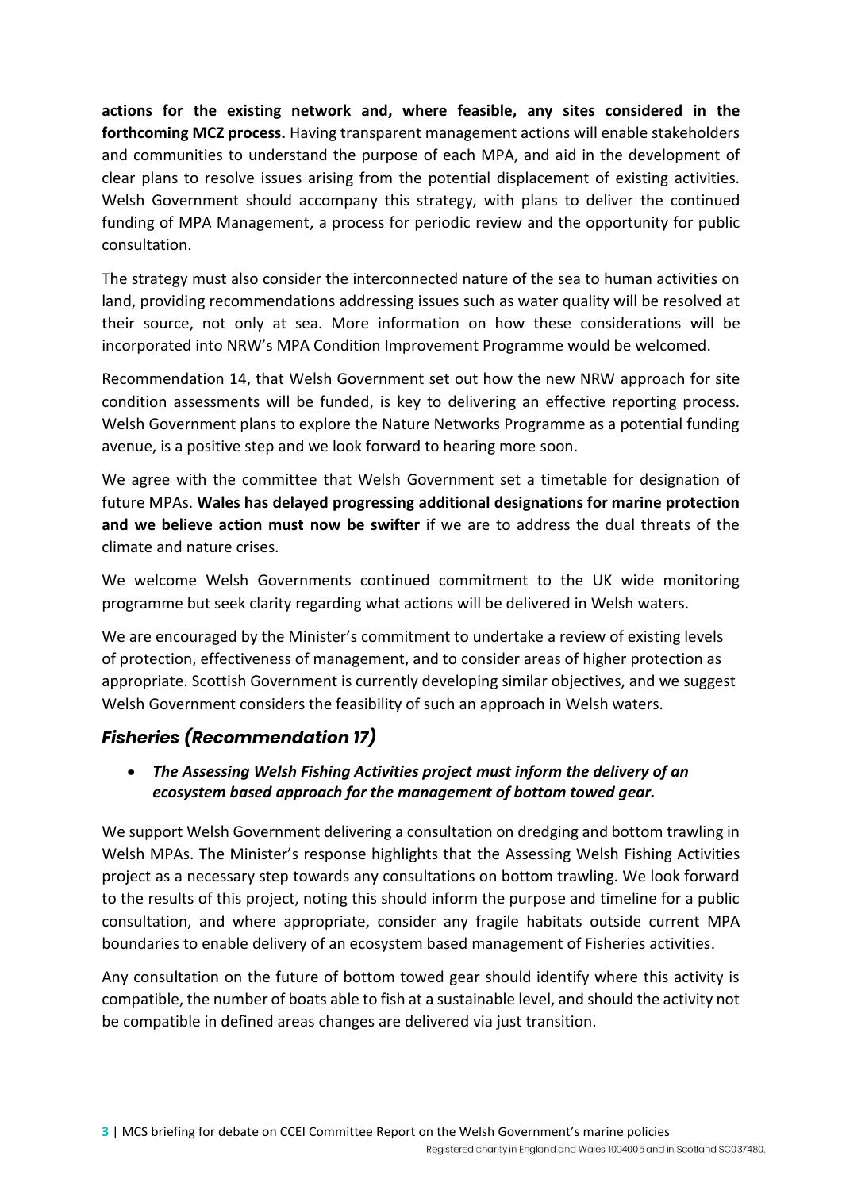**actions for the existing network and, where feasible, any sites considered in the forthcoming MCZ process.** Having transparent management actions will enable stakeholders and communities to understand the purpose of each MPA, and aid in the development of clear plans to resolve issues arising from the potential displacement of existing activities. Welsh Government should accompany this strategy, with plans to deliver the continued funding of MPA Management, a process for periodic review and the opportunity for public consultation.

The strategy must also consider the interconnected nature of the sea to human activities on land, providing recommendations addressing issues such as water quality will be resolved at their source, not only at sea. More information on how these considerations will be incorporated into NRW's MPA Condition Improvement Programme would be welcomed.

Recommendation 14, that Welsh Government set out how the new NRW approach for site condition assessments will be funded, is key to delivering an effective reporting process. Welsh Government plans to explore the Nature Networks Programme as a potential funding avenue, is a positive step and we look forward to hearing more soon.

We agree with the committee that Welsh Government set a timetable for designation of future MPAs. **Wales has delayed progressing additional designations for marine protection and we believe action must now be swifter** if we are to address the dual threats of the climate and nature crises.

We welcome Welsh Governments continued commitment to the UK wide monitoring programme but seek clarity regarding what actions will be delivered in Welsh waters.

We are encouraged by the Minister's commitment to undertake a review of existing levels of protection, effectiveness of management, and to consider areas of higher protection as appropriate. Scottish Government is currently developing similar objectives, and we suggest Welsh Government considers the feasibility of such an approach in Welsh waters.

## *Fisheries (Recommendation 17)*

- ***The Assessing Welsh Fishing Activities project must inform the delivery of an ecosystem based approach for the management of bottom towed gear.***

We support Welsh Government delivering a consultation on dredging and bottom trawling in Welsh MPAs. The Minister's response highlights that the Assessing Welsh Fishing Activities project as a necessary step towards any consultations on bottom trawling. We look forward to the results of this project, noting this should inform the purpose and timeline for a public consultation, and where appropriate, consider any fragile habitats outside current MPA boundaries to enable delivery of an ecosystem based management of Fisheries activities.

Any consultation on the future of bottom towed gear should identify where this activity is compatible, the number of boats able to fish at a sustainable level, and should the activity not be compatible in defined areas changes are delivered via just transition.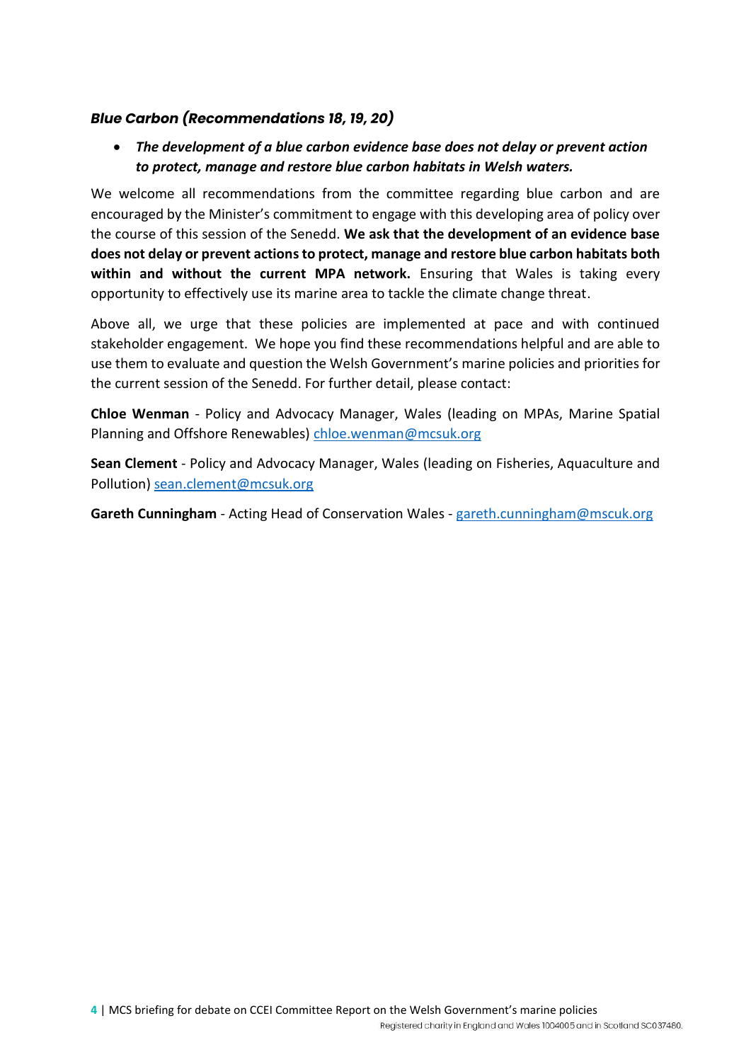### ***Blue Carbon (Recommendations 18, 19, 20)***

- ***The development of a blue carbon evidence base does not delay or prevent action to protect, manage and restore blue carbon habitats in Welsh waters.***

We welcome all recommendations from the committee regarding blue carbon and are encouraged by the Minister's commitment to engage with this developing area of policy over the course of this session of the Senedd. **We ask that the development of an evidence base does not delay or prevent actions to protect, manage and restore blue carbon habitats both within and without the current MPA network.** Ensuring that Wales is taking every opportunity to effectively use its marine area to tackle the climate change threat.

Above all, we urge that these policies are implemented at pace and with continued stakeholder engagement. We hope you find these recommendations helpful and are able to use them to evaluate and question the Welsh Government's marine policies and priorities for the current session of the Senedd. For further detail, please contact:

**Chloe Wenman** - Policy and Advocacy Manager, Wales (leading on MPAs, Marine Spatial Planning and Offshore Renewables) chloe.wenman@mcsuk.org

**Sean Clement** - Policy and Advocacy Manager, Wales (leading on Fisheries, Aquaculture and Pollution) sean.clement@mcsuk.org

**Gareth Cunningham** - Acting Head of Conservation Wales - gareth.cunningham@mscuk.org